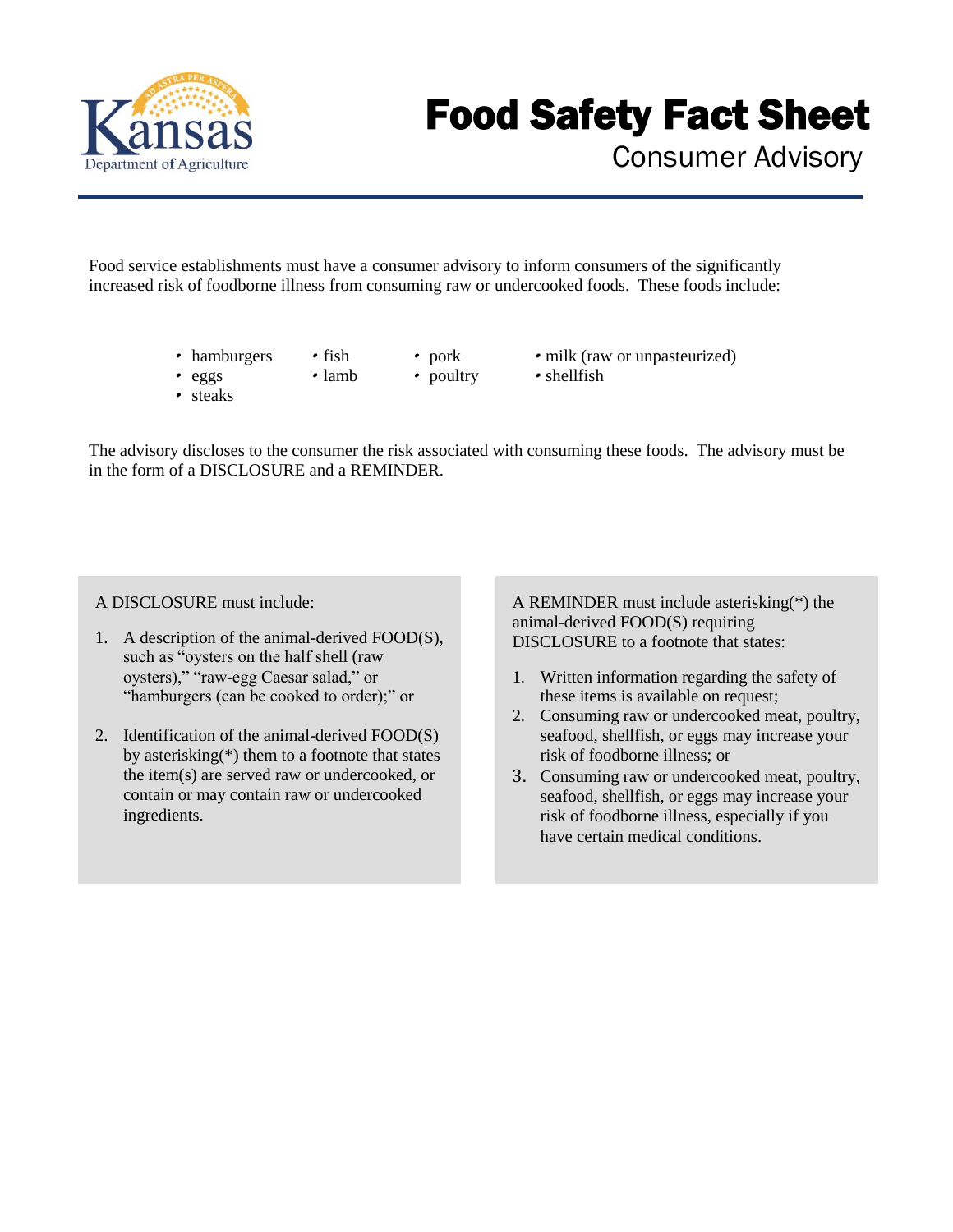Kansas Department of Agriculture

# Food Safety Fact Sheet

## Consumer Advisory

Food service establishments must have a consumer advisory to inform consumers of the significantly increased risk of foodborne illness from consuming raw or undercooked foods. These foods include:

- hamburgers
- eggs
- steaks
- fish
- lamb
- pork
- poultry
- milk (raw or unpasteurized)
- shellfish

The advisory discloses to the consumer the risk associated with consuming these foods. The advisory must be in the form of a DISCLOSURE and a REMINDER.

A DISCLOSURE must include:

1. A description of the animal-derived FOOD(S), such as "oysters on the half shell (raw oysters)," "raw-egg Caesar salad," or "hamburgers (can be cooked to order);" or
2. Identification of the animal-derived FOOD(S) by asterisking(*) them to a footnote that states the item(s) are served raw or undercooked, or contain or may contain raw or undercooked ingredients.

A REMINDER must include asterisking(*) the animal-derived FOOD(S) requiring DISCLOSURE to a footnote that states:

1. Written information regarding the safety of these items is available on request;
2. Consuming raw or undercooked meat, poultry, seafood, shellfish, or eggs may increase your risk of foodborne illness; or
3. Consuming raw or undercooked meat, poultry, seafood, shellfish, or eggs may increase your risk of foodborne illness, especially if you have certain medical conditions.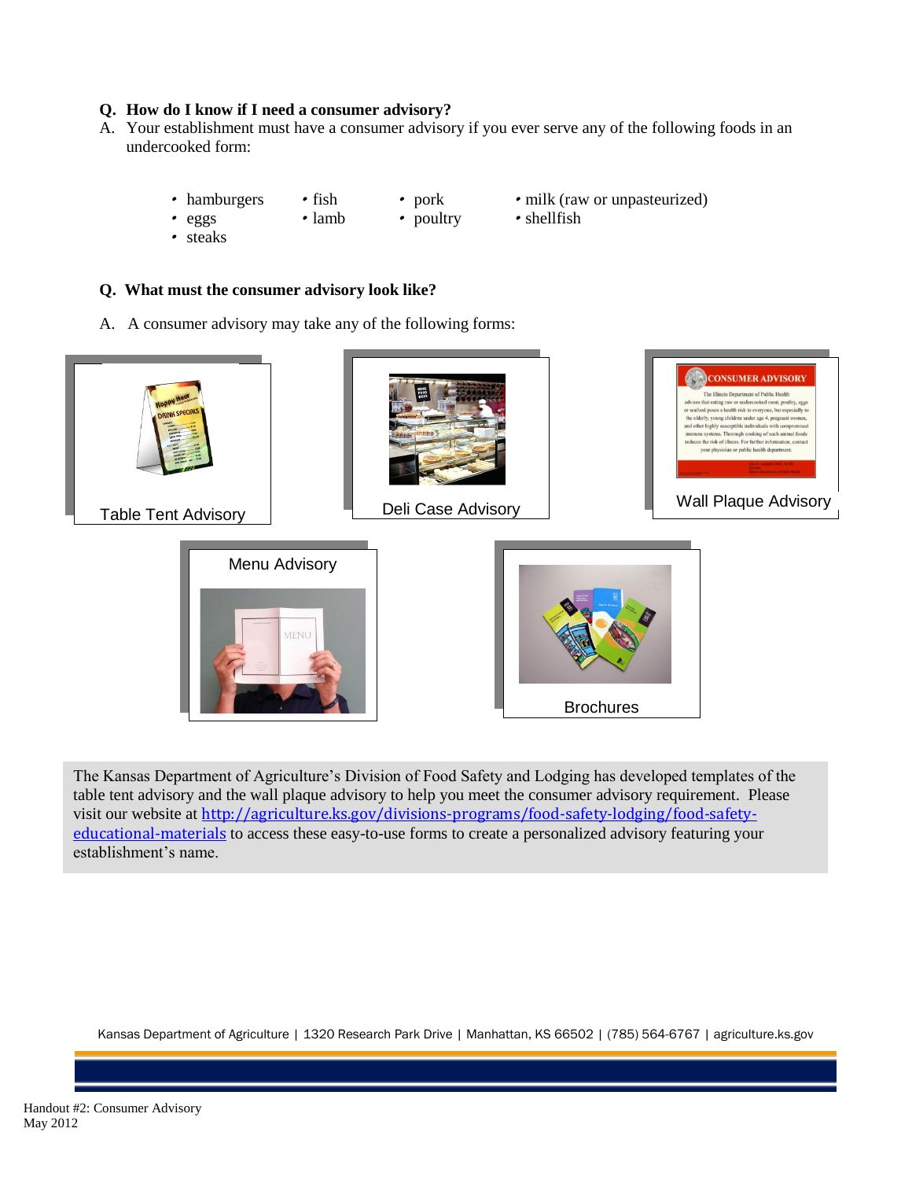**Q. How do I know if I need a consumer advisory?**

A. Your establishment must have a consumer advisory if you ever serve any of the following foods in an undercooked form:

- hamburgers
- eggs
- steaks
- fish
- lamb
- pork
- poultry
- milk (raw or unpasteurized)
- shellfish

**Q. What must the consumer advisory look like?**

A. A consumer advisory may take any of the following forms:

Table Tent Advisory

Deli Case Advisory

Wall Plaque Advisory

Menu Advisory

Brochures

The Kansas Department of Agriculture's Division of Food Safety and Lodging has developed templates of the table tent advisory and the wall plaque advisory to help you meet the consumer advisory requirement. Please visit our website at [http://agriculture.ks.gov/divisions-programs/food-safety-lodging/food-safety-educational-materials](http://agriculture.ks.gov/divisions-programs/food-safety-lodging/food-safety-educational-materials) to access these easy-to-use forms to create a personalized advisory featuring your establishment's name.

Kansas Department of Agriculture | 1320 Research Park Drive | Manhattan, KS 66502 | (785) 564-6767 | agriculture.ks.gov

Handout #2: Consumer Advisory
May 2012